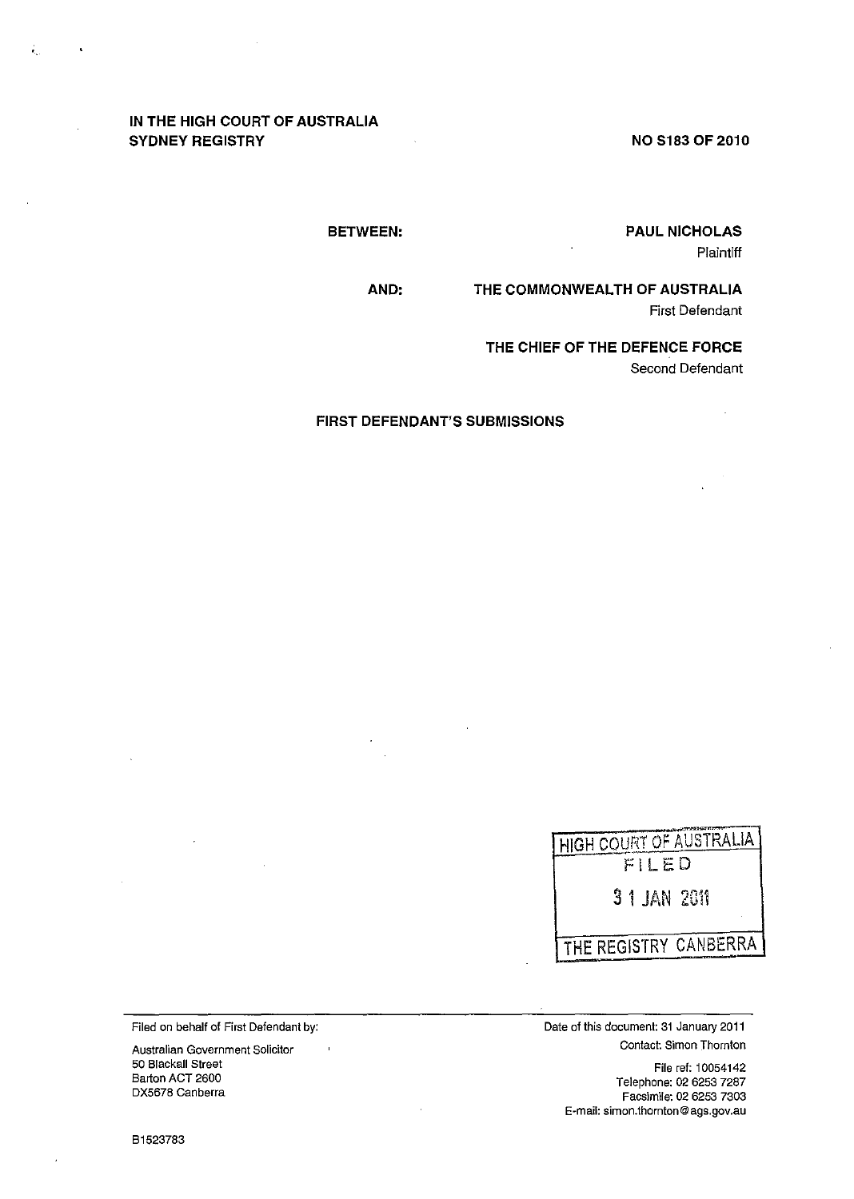**IN THE HIGH COURT OF AUSTRALIA**
**SYDNEY REGISTRY**

**NO S183 OF 2010**

**BETWEEN:**

**PAUL NICHOLAS**
Plaintiff

**AND:**

**THE COMMONWEALTH OF AUSTRALIA**
First Defendant

**THE CHIEF OF THE DEFENCE FORCE**
Second Defendant

**FIRST DEFENDANT'S SUBMISSIONS**

HIGH COURT OF AUSTRALIA
FILED
31 JAN 2011
THE REGISTRY CANBERRA

---

Filed on behalf of First Defendant by:

Australian Government Solicitor
50 Blackall Street
Barton ACT 2600
DX5678 Canberra

Date of this document: 31 January 2011
Contact: Simon Thornton

File ref: 10054142
Telephone: 02 6253 7287
Facsimile: 02 6253 7303
E-mail: simon.thornton@ags.gov.au

B1523783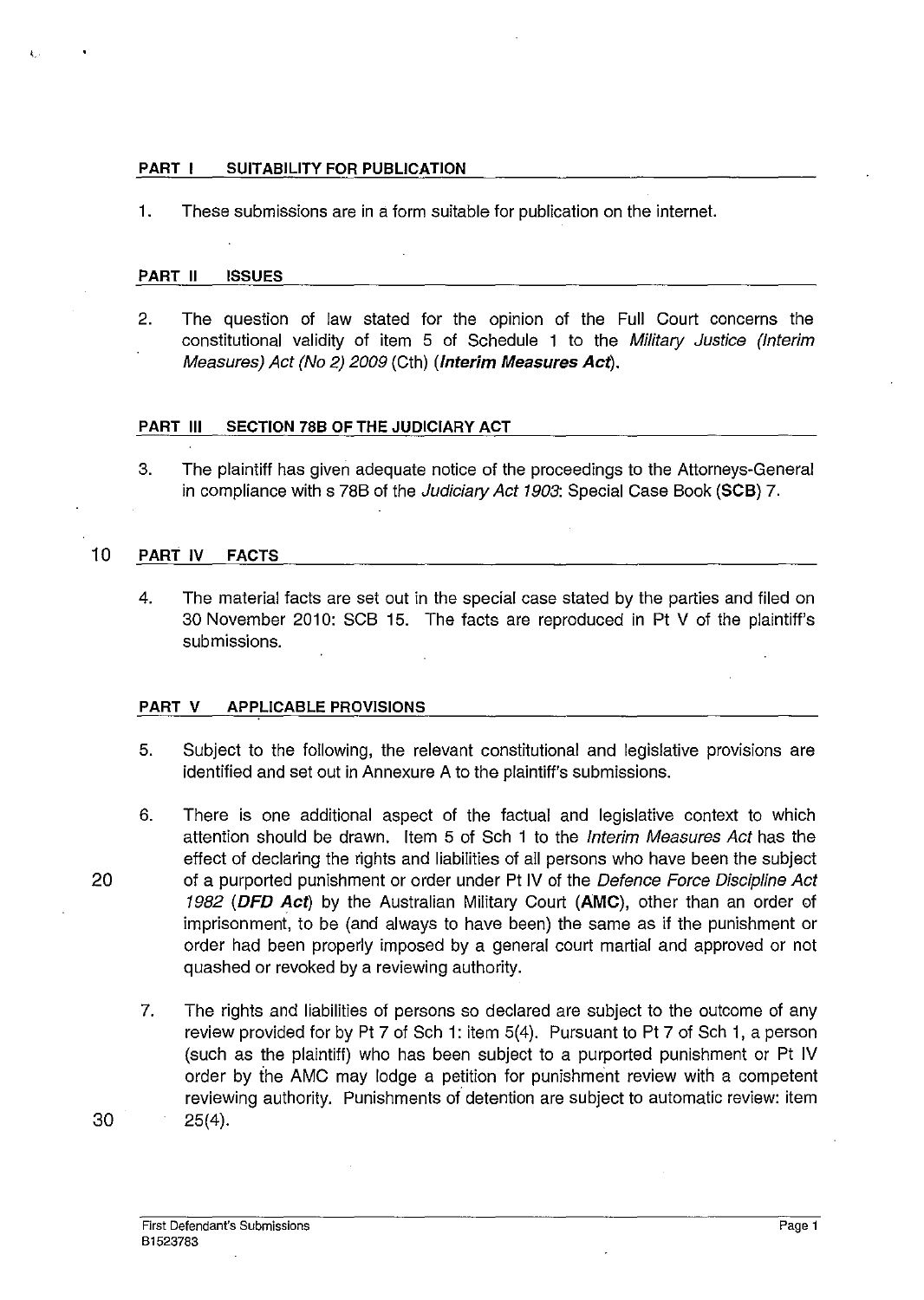## PART I SUITABILITY FOR PUBLICATION

1. These submissions are in a form suitable for publication on the internet.

## PART II ISSUES

2. The question of law stated for the opinion of the Full Court concerns the constitutional validity of item 5 of Schedule 1 to the *Military Justice (Interim Measures) Act (No 2) 2009* (Cth) (***Interim Measures Act***).

## PART III SECTION 78B OF THE JUDICIARY ACT

3. The plaintiff has given adequate notice of the proceedings to the Attorneys-General in compliance with s 78B of the *Judiciary Act 1903*: Special Case Book (**SCB**) 7.

## PART IV FACTS

4. The material facts are set out in the special case stated by the parties and filed on 30 November 2010: SCB 15. The facts are reproduced in Pt V of the plaintiff's submissions.

## PART V APPLICABLE PROVISIONS

5. Subject to the following, the relevant constitutional and legislative provisions are identified and set out in Annexure A to the plaintiff's submissions.

6. There is one additional aspect of the factual and legislative context to which attention should be drawn. Item 5 of Sch 1 to the *Interim Measures Act* has the effect of declaring the rights and liabilities of all persons who have been the subject of a purported punishment or order under Pt IV of the *Defence Force Discipline Act 1982* (***DFD Act***) by the Australian Military Court (**AMC**), other than an order of imprisonment, to be (and always to have been) the same as if the punishment or order had been properly imposed by a general court martial and approved or not quashed or revoked by a reviewing authority.

7. The rights and liabilities of persons so declared are subject to the outcome of any review provided for by Pt 7 of Sch 1: item 5(4). Pursuant to Pt 7 of Sch 1, a person (such as the plaintiff) who has been subject to a purported punishment or Pt IV order by the AMC may lodge a petition for punishment review with a competent reviewing authority. Punishments of detention are subject to automatic review: item 25(4).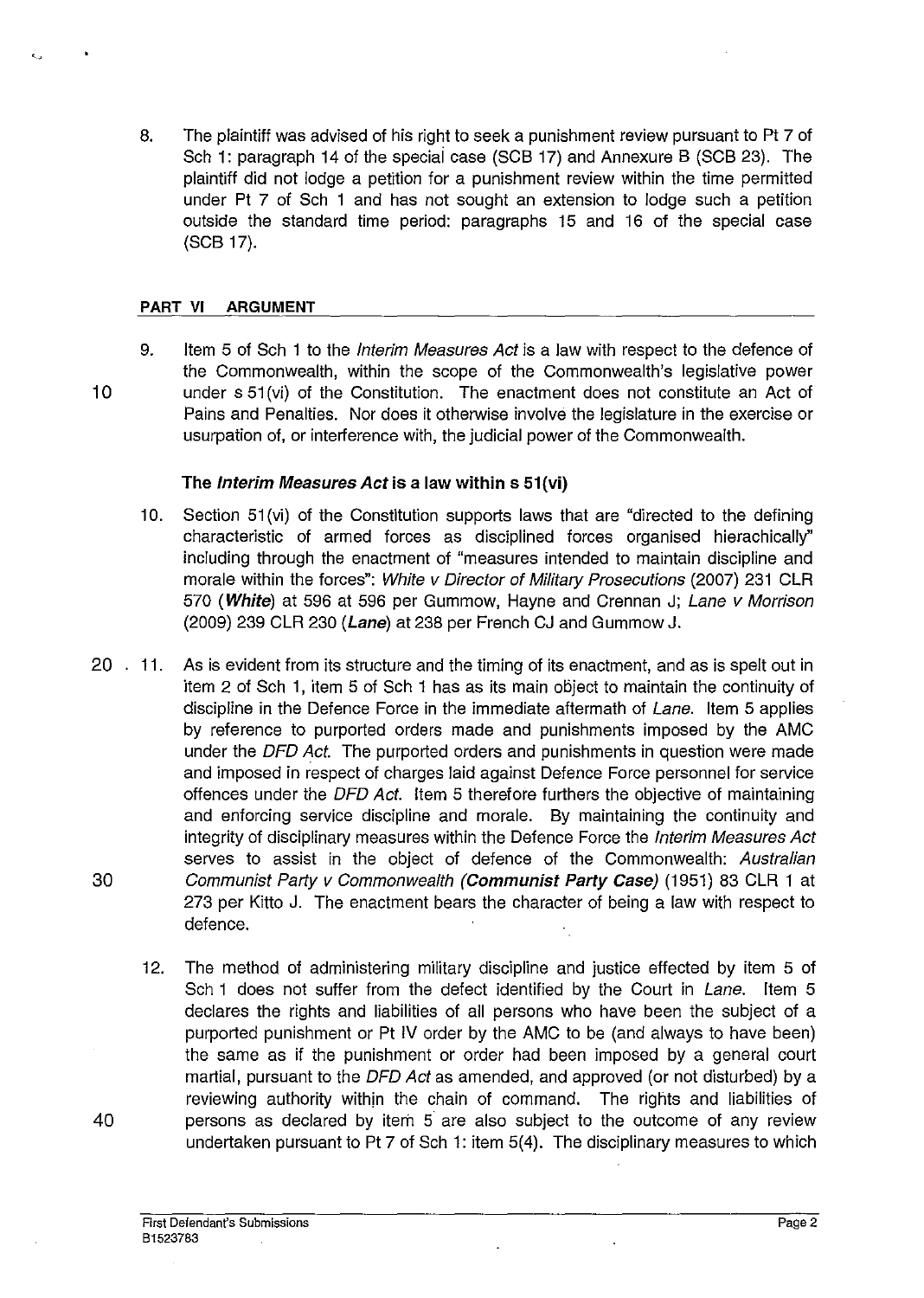8. The plaintiff was advised of his right to seek a punishment review pursuant to Pt 7 of Sch 1: paragraph 14 of the special case (SCB 17) and Annexure B (SCB 23). The plaintiff did not lodge a petition for a punishment review within the time permitted under Pt 7 of Sch 1 and has not sought an extension to lodge such a petition outside the standard time period: paragraphs 15 and 16 of the special case (SCB 17).

## PART VI ARGUMENT

9. Item 5 of Sch 1 to the *Interim Measures Act* is a law with respect to the defence of the Commonwealth, within the scope of the Commonwealth's legislative power under s 51(vi) of the Constitution. The enactment does not constitute an Act of Pains and Penalties. Nor does it otherwise involve the legislature in the exercise or usurpation of, or interference with, the judicial power of the Commonwealth.

### The *Interim Measures Act* is a law within s 51(vi)

10. Section 51(vi) of the Constitution supports laws that are "directed to the defining characteristic of armed forces as disciplined forces organised hierachically" including through the enactment of "measures intended to maintain discipline and morale within the forces": *White v Director of Military Prosecutions* (2007) 231 CLR 570 (***White***) at 596 at 596 per Gummow, Hayne and Crennan J; *Lane v Morrison* (2009) 239 CLR 230 (***Lane***) at 238 per French CJ and Gummow J.

11. As is evident from its structure and the timing of its enactment, and as is spelt out in item 2 of Sch 1, item 5 of Sch 1 has as its main object to maintain the continuity of discipline in the Defence Force in the immediate aftermath of *Lane*. Item 5 applies by reference to purported orders made and punishments imposed by the AMC under the *DFD Act*. The purported orders and punishments in question were made and imposed in respect of charges laid against Defence Force personnel for service offences under the *DFD Act*. Item 5 therefore furthers the objective of maintaining and enforcing service discipline and morale. By maintaining the continuity and integrity of disciplinary measures within the Defence Force the *Interim Measures Act* serves to assist in the object of defence of the Commonwealth: *Australian Communist Party v Commonwealth* (***Communist Party Case***) (1951) 83 CLR 1 at 273 per Kitto J. The enactment bears the character of being a law with respect to defence.

12. The method of administering military discipline and justice effected by item 5 of Sch 1 does not suffer from the defect identified by the Court in *Lane*. Item 5 declares the rights and liabilities of all persons who have been the subject of a purported punishment or Pt IV order by the AMC to be (and always to have been) the same as if the punishment or order had been imposed by a general court martial, pursuant to the *DFD Act* as amended, and approved (or not disturbed) by a reviewing authority within the chain of command. The rights and liabilities of persons as declared by item 5 are also subject to the outcome of any review undertaken pursuant to Pt 7 of Sch 1: item 5(4). The disciplinary measures to which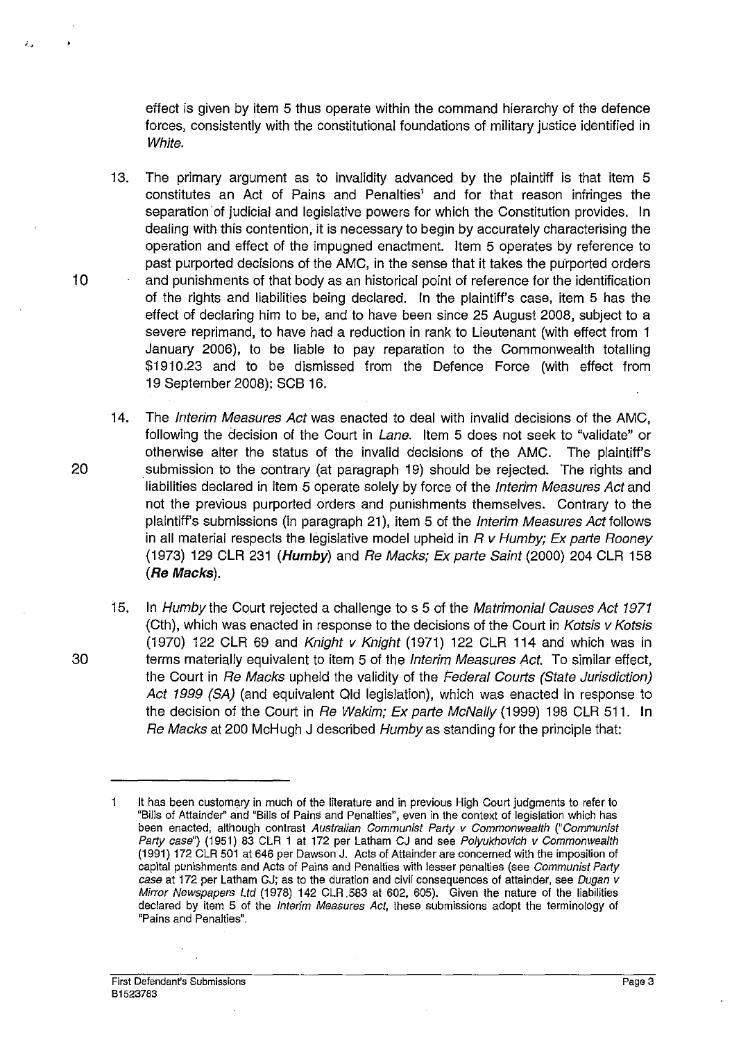effect is given by item 5 thus operate within the command hierarchy of the defence forces, consistently with the constitutional foundations of military justice identified in *White*.

13. The primary argument as to invalidity advanced by the plaintiff is that item 5 constitutes an Act of Pains and Penalties[1] and for that reason infringes the separation of judicial and legislative powers for which the Constitution provides. In dealing with this contention, it is necessary to begin by accurately characterising the operation and effect of the impugned enactment. Item 5 operates by reference to past purported decisions of the AMC, in the sense that it takes the purported orders and punishments of that body as an historical point of reference for the identification of the rights and liabilities being declared. In the plaintiff's case, item 5 has the effect of declaring him to be, and to have been since 25 August 2008, subject to a severe reprimand, to have had a reduction in rank to Lieutenant (with effect from 1 January 2006), to be liable to pay reparation to the Commonwealth totalling $1910.23 and to be dismissed from the Defence Force (with effect from 19 September 2008): SCB 16.

14. The *Interim Measures Act* was enacted to deal with invalid decisions of the AMC, following the decision of the Court in *Lane*. Item 5 does not seek to "validate" or otherwise alter the status of the invalid decisions of the AMC. The plaintiff's submission to the contrary (at paragraph 19) should be rejected. The rights and liabilities declared in item 5 operate solely by force of the *Interim Measures Act* and not the previous purported orders and punishments themselves. Contrary to the plaintiff's submissions (in paragraph 21), item 5 of the *Interim Measures Act* follows in all material respects the legislative model upheld in *R v Humby; Ex parte Rooney* (1973) 129 CLR 231 (***Humby***) and *Re Macks; Ex parte Saint* (2000) 204 CLR 158 (***Re Macks***).

15. In *Humby* the Court rejected a challenge to s 5 of the *Matrimonial Causes Act 1971* (Cth), which was enacted in response to the decisions of the Court in *Kotsis v Kotsis* (1970) 122 CLR 69 and *Knight v Knight* (1971) 122 CLR 114 and which was in terms materially equivalent to item 5 of the *Interim Measures Act*. To similar effect, the Court in *Re Macks* upheld the validity of the *Federal Courts (State Jurisdiction) Act 1999 (SA)* (and equivalent Qld legislation), which was enacted in response to the decision of the Court in *Re Wakim; Ex parte McNally* (1999) 198 CLR 511. In *Re Macks* at 200 McHugh J described *Humby* as standing for the principle that:

---

[1] It has been customary in much of the literature and in previous High Court judgments to refer to "Bills of Attainder" and "Bills of Pains and Penalties", even in the context of legislation which has been enacted, although contrast *Australian Communist Party v Commonwealth* ("*Communist Party case*") (1951) 83 CLR 1 at 172 per Latham CJ and see *Polyukhovich v Commonwealth* (1991) 172 CLR 501 at 646 per Dawson J. Acts of Attainder are concerned with the imposition of capital punishments and Acts of Pains and Penalties with lesser penalties (see *Communist Party case* at 172 per Latham CJ; as to the duration and civil consequences of attainder, see *Dugan v Mirror Newspapers Ltd* (1978) 142 CLR 583 at 602, 605). Given the nature of the liabilities declared by item 5 of the *Interim Measures Act*, these submissions adopt the terminology of "Pains and Penalties".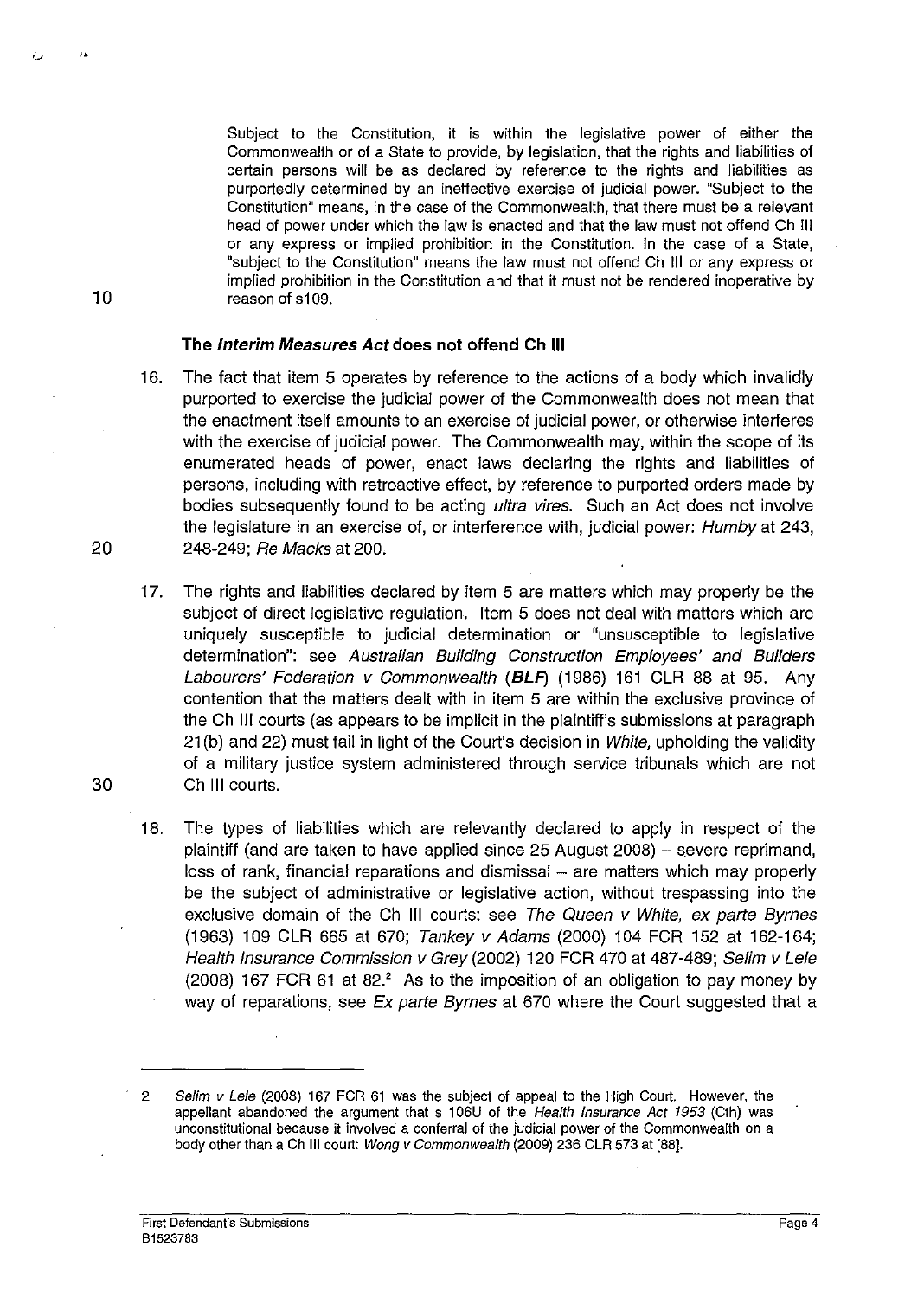Subject to the Constitution, it is within the legislative power of either the Commonwealth or of a State to provide, by legislation, that the rights and liabilities of certain persons will be as declared by reference to the rights and liabilities as purportedly determined by an ineffective exercise of judicial power. "Subject to the Constitution" means, in the case of the Commonwealth, that there must be a relevant head of power under which the law is enacted and that the law must not offend Ch III or any express or implied prohibition in the Constitution. In the case of a State, "subject to the Constitution" means the law must not offend Ch III or any express or implied prohibition in the Constitution and that it must not be rendered inoperative by reason of s109.

### The *Interim Measures Act* does not offend Ch III

16. The fact that item 5 operates by reference to the actions of a body which invalidly purported to exercise the judicial power of the Commonwealth does not mean that the enactment itself amounts to an exercise of judicial power, or otherwise interferes with the exercise of judicial power. The Commonwealth may, within the scope of its enumerated heads of power, enact laws declaring the rights and liabilities of persons, including with retroactive effect, by reference to purported orders made by bodies subsequently found to be acting *ultra vires*. Such an Act does not involve the legislature in an exercise of, or interference with, judicial power: *Humby* at 243, 248-249; *Re Macks* at 200.

17. The rights and liabilities declared by item 5 are matters which may properly be the subject of direct legislative regulation. Item 5 does not deal with matters which are uniquely susceptible to judicial determination or "unsusceptible to legislative determination": see *Australian Building Construction Employees' and Builders Labourers' Federation v Commonwealth* (***BLF***) (1986) 161 CLR 88 at 95. Any contention that the matters dealt with in item 5 are within the exclusive province of the Ch III courts (as appears to be implicit in the plaintiff's submissions at paragraph 21(b) and 22) must fail in light of the Court's decision in *White*, upholding the validity of a military justice system administered through service tribunals which are not Ch III courts.

18. The types of liabilities which are relevantly declared to apply in respect of the plaintiff (and are taken to have applied since 25 August 2008) – severe reprimand, loss of rank, financial reparations and dismissal – are matters which may properly be the subject of administrative or legislative action, without trespassing into the exclusive domain of the Ch III courts: see *The Queen v White, ex parte Byrnes* (1963) 109 CLR 665 at 670; *Tankey v Adams* (2000) 104 FCR 152 at 162-164; *Health Insurance Commission v Grey* (2002) 120 FCR 470 at 487-489; *Selim v Lele* (2008) 167 FCR 61 at 82.[2] As to the imposition of an obligation to pay money by way of reparations, see *Ex parte Byrnes* at 670 where the Court suggested that a

---

2 *Selim v Lele* (2008) 167 FCR 61 was the subject of appeal to the High Court. However, the appellant abandoned the argument that s 106U of the *Health Insurance Act 1953* (Cth) was unconstitutional because it involved a conferral of the judicial power of the Commonwealth on a body other than a Ch III court: *Wong v Commonwealth* (2009) 236 CLR 573 at [88].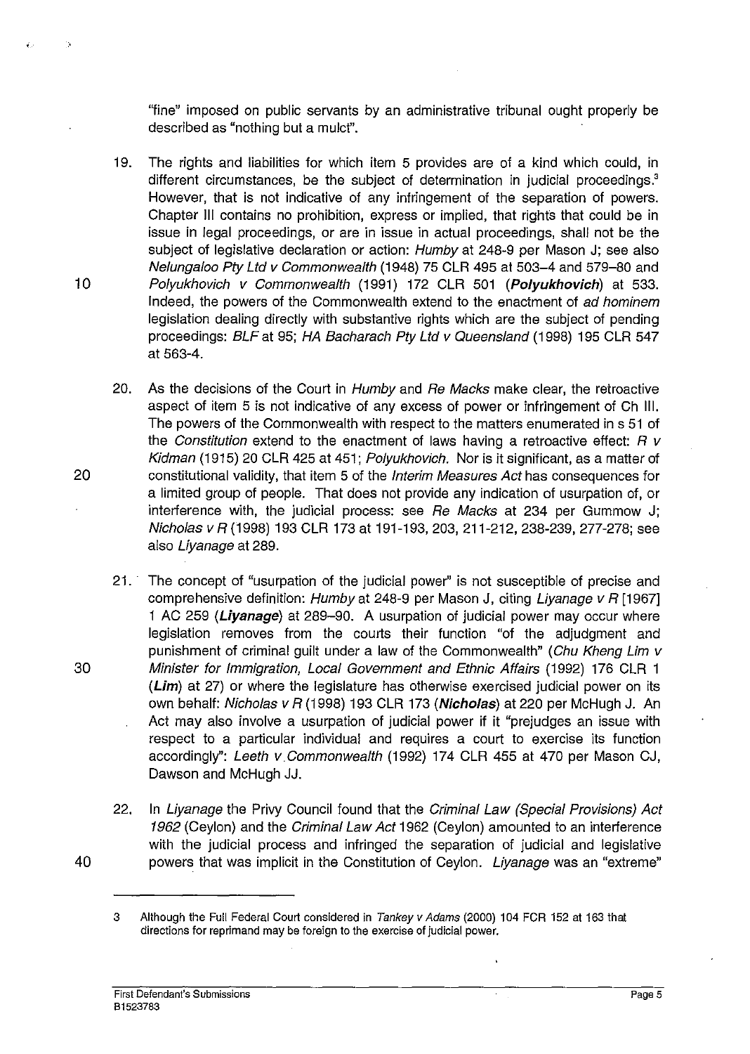"fine" imposed on public servants by an administrative tribunal ought properly be described as "nothing but a mulct".

19. The rights and liabilities for which item 5 provides are of a kind which could, in different circumstances, be the subject of determination in judicial proceedings.[3] However, that is not indicative of any infringement of the separation of powers. Chapter III contains no prohibition, express or implied, that rights that could be in issue in legal proceedings, or are in issue in actual proceedings, shall not be the subject of legislative declaration or action: *Humby* at 248-9 per Mason J; see also *Nelungaloo Pty Ltd v Commonwealth* (1948) 75 CLR 495 at 503–4 and 579–80 and *Polyukhovich v Commonwealth* (1991) 172 CLR 501 (***Polyukhovich***) at 533. Indeed, the powers of the Commonwealth extend to the enactment of *ad hominem* legislation dealing directly with substantive rights which are the subject of pending proceedings: *BLF* at 95; *HA Bacharach Pty Ltd v Queensland* (1998) 195 CLR 547 at 563-4.

20. As the decisions of the Court in *Humby* and *Re Macks* make clear, the retroactive aspect of item 5 is not indicative of any excess of power or infringement of Ch III. The powers of the Commonwealth with respect to the matters enumerated in s 51 of the *Constitution* extend to the enactment of laws having a retroactive effect: *R v Kidman* (1915) 20 CLR 425 at 451; *Polyukhovich*. Nor is it significant, as a matter of constitutional validity, that item 5 of the *Interim Measures Act* has consequences for a limited group of people. That does not provide any indication of usurpation of, or interference with, the judicial process: see *Re Macks* at 234 per Gummow J; *Nicholas v R* (1998) 193 CLR 173 at 191-193, 203, 211-212, 238-239, 277-278; see also *Liyanage* at 289.

21. The concept of "usurpation of the judicial power" is not susceptible of precise and comprehensive definition: *Humby* at 248-9 per Mason J, citing *Liyanage v R* [1967] 1 AC 259 (***Liyanage***) at 289–90. A usurpation of judicial power may occur where legislation removes from the courts their function "of the adjudgment and punishment of criminal guilt under a law of the Commonwealth" (*Chu Kheng Lim v Minister for Immigration, Local Government and Ethnic Affairs* (1992) 176 CLR 1 (***Lim***) at 27) or where the legislature has otherwise exercised judicial power on its own behalf: *Nicholas v R* (1998) 193 CLR 173 (***Nicholas***) at 220 per McHugh J. An Act may also involve a usurpation of judicial power if it "prejudges an issue with respect to a particular individual and requires a court to exercise its function accordingly": *Leeth v Commonwealth* (1992) 174 CLR 455 at 470 per Mason CJ, Dawson and McHugh JJ.

22. In *Liyanage* the Privy Council found that the *Criminal Law (Special Provisions) Act 1962* (Ceylon) and the *Criminal Law Act* 1962 (Ceylon) amounted to an interference with the judicial process and infringed the separation of judicial and legislative powers that was implicit in the Constitution of Ceylon. *Liyanage* was an "extreme"

---

[3] Although the Full Federal Court considered in *Tankey v Adams* (2000) 104 FCR 152 at 163 that directions for reprimand may be foreign to the exercise of judicial power.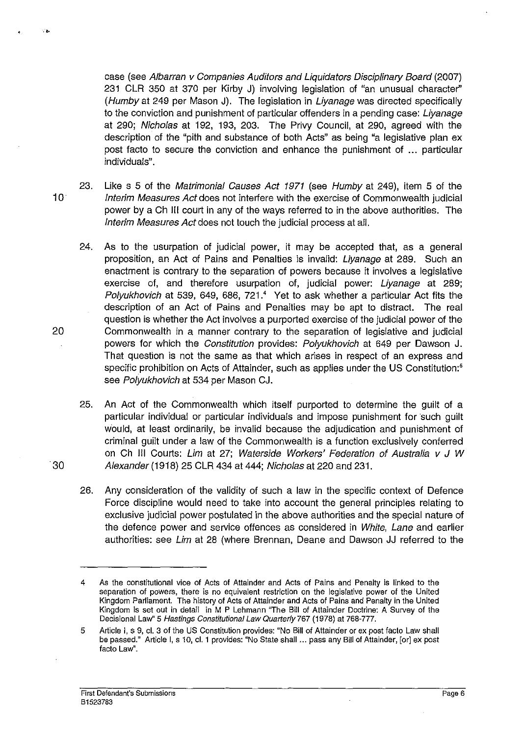case (see *Albarran v Companies Auditors and Liquidators Disciplinary Board* (2007) 231 CLR 350 at 370 per Kirby J) involving legislation of "an unusual character" (*Humby* at 249 per Mason J). The legislation in *Liyanage* was directed specifically to the conviction and punishment of particular offenders in a pending case: *Liyanage* at 290; *Nicholas* at 192, 193, 203. The Privy Council, at 290, agreed with the description of the "pith and substance of both Acts" as being "a legislative plan ex post facto to secure the conviction and enhance the punishment of ... particular individuals".

23. Like s 5 of the *Matrimonial Causes Act 1971* (see *Humby* at 249), item 5 of the *Interim Measures Act* does not interfere with the exercise of Commonwealth judicial power by a Ch III court in any of the ways referred to in the above authorities. The *Interim Measures Act* does not touch the judicial process at all.

24. As to the usurpation of judicial power, it may be accepted that, as a general proposition, an Act of Pains and Penalties is invalid: *Liyanage* at 289. Such an enactment is contrary to the separation of powers because it involves a legislative exercise of, and therefore usurpation of, judicial power: *Liyanage* at 289; *Polyukhovich* at 539, 649, 686, 721.[4] Yet to ask whether a particular Act fits the description of an Act of Pains and Penalties may be apt to distract. The real question is whether the Act involves a purported exercise of the judicial power of the Commonwealth in a manner contrary to the separation of legislative and judicial powers for which the *Constitution* provides: *Polyukhovich* at 649 per Dawson J. That question is not the same as that which arises in respect of an express and specific prohibition on Acts of Attainder, such as applies under the US Constitution:[5] see *Polyukhovich* at 534 per Mason CJ.

25. An Act of the Commonwealth which itself purported to determine the guilt of a particular individual or particular individuals and impose punishment for such guilt would, at least ordinarily, be invalid because the adjudication and punishment of criminal guilt under a law of the Commonwealth is a function exclusively conferred on Ch III Courts: *Lim* at 27; *Waterside Workers' Federation of Australia v J W Alexander* (1918) 25 CLR 434 at 444; *Nicholas* at 220 and 231.

26. Any consideration of the validity of such a law in the specific context of Defence Force discipline would need to take into account the general principles relating to exclusive judicial power postulated in the above authorities and the special nature of the defence power and service offences as considered in *White*, *Lane* and earlier authorities: see *Lim* at 28 (where Brennan, Deane and Dawson JJ referred to the

---

4 As the constitutional vice of Acts of Attainder and Acts of Pains and Penalty is linked to the separation of powers, there is no equivalent restriction on the legislative power of the United Kingdom Parliament. The history of Acts of Attainder and Acts of Pains and Penalty in the United Kingdom is set out in detail in M P Lehmann "The Bill of Attainder Doctrine: A Survey of the Decisional Law" 5 *Hastings Constitutional Law Quarterly* 767 (1978) at 768-777.

5 Article I, s 9, cl. 3 of the US Constitution provides: "No Bill of Attainder or ex post facto Law shall be passed." Article I, s 10, cl. 1 provides: "No State shall ... pass any Bill of Attainder, [or] ex post facto Law".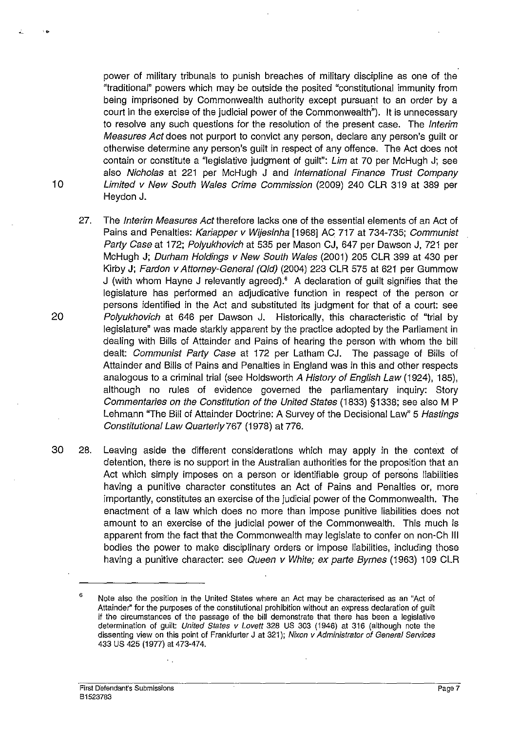power of military tribunals to punish breaches of military discipline as one of the "traditional" powers which may be outside the posited "constitutional immunity from being imprisoned by Commonwealth authority except pursuant to an order by a court in the exercise of the judicial power of the Commonwealth"). It is unnecessary to resolve any such questions for the resolution of the present case. The *Interim Measures Act* does not purport to convict any person, declare any person's guilt or otherwise determine any person's guilt in respect of any offence. The Act does not contain or constitute a "legislative judgment of guilt": *Lim* at 70 per McHugh J; see also *Nicholas* at 221 per McHugh J and *International Finance Trust Company Limited v New South Wales Crime Commission* (2009) 240 CLR 319 at 389 per Heydon J.

27. The *Interim Measures Act* therefore lacks one of the essential elements of an Act of Pains and Penalties: *Kariapper v Wijesinha* [1968] AC 717 at 734-735; *Communist Party Case* at 172; *Polyukhovich* at 535 per Mason CJ, 647 per Dawson J, 721 per McHugh J; *Durham Holdings v New South Wales* (2001) 205 CLR 399 at 430 per Kirby J; *Fardon v Attorney-General (Qld)* (2004) 223 CLR 575 at 621 per Gummow J (with whom Hayne J relevantly agreed).[6] A declaration of guilt signifies that the legislature has performed an adjudicative function in respect of the person or persons identified in the Act and substituted its judgment for that of a court: see *Polyukhovich* at 646 per Dawson J. Historically, this characteristic of "trial by legislature" was made starkly apparent by the practice adopted by the Parliament in dealing with Bills of Attainder and Pains of hearing the person with whom the bill dealt: *Communist Party Case* at 172 per Latham CJ. The passage of Bills of Attainder and Bills of Pains and Penalties in England was in this and other respects analogous to a criminal trial (see Holdsworth *A History of English Law* (1924), 185), although no rules of evidence governed the parliamentary inquiry: Story *Commentaries on the Constitution of the United States* (1833) §1338; see also M P Lehmann "The Bill of Attainder Doctrine: A Survey of the Decisional Law" 5 *Hastings Constitutional Law Quarterly* 767 (1978) at 776.

28. Leaving aside the different considerations which may apply in the context of detention, there is no support in the Australian authorities for the proposition that an Act which simply imposes on a person or identifiable group of persons liabilities having a punitive character constitutes an Act of Pains and Penalties or, more importantly, constitutes an exercise of the judicial power of the Commonwealth. The enactment of a law which does no more than impose punitive liabilities does not amount to an exercise of the judicial power of the Commonwealth. This much is apparent from the fact that the Commonwealth may legislate to confer on non-Ch III bodies the power to make disciplinary orders or impose liabilities, including those having a punitive character: see *Queen v White; ex parte Byrnes* (1963) 109 CLR

---

[6] Note also the position in the United States where an Act may be characterised as an "Act of Attainder" for the purposes of the constitutional prohibition without an express declaration of guilt if the circumstances of the passage of the bill demonstrate that there has been a legislative determination of guilt: *United States v Lovett* 328 US 303 (1946) at 316 (although note the dissenting view on this point of Frankfurter J at 321); *Nixon v Administrator of General Services* 433 US 425 (1977) at 473-474.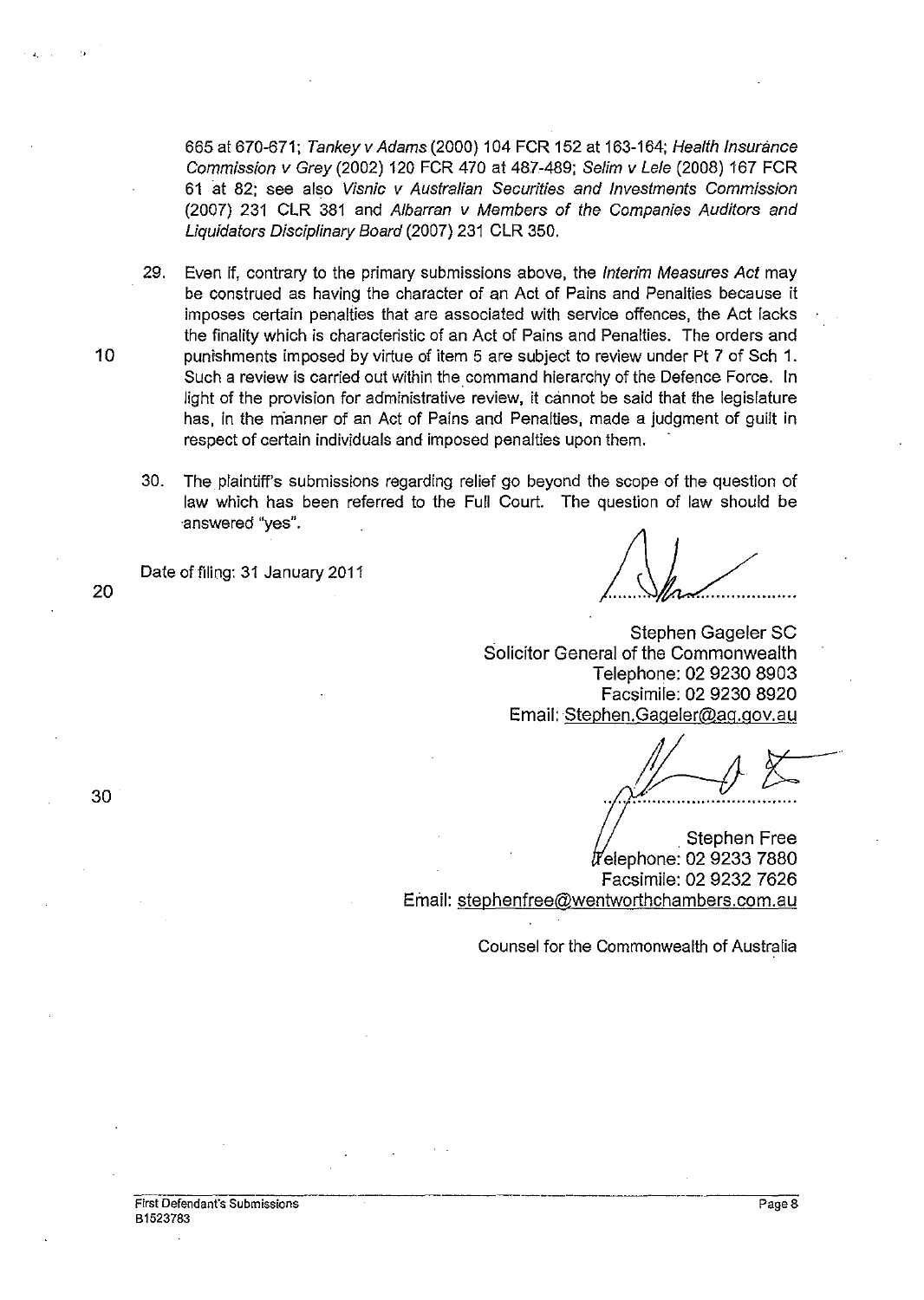665 at 670-671; *Tankey v Adams* (2000) 104 FCR 152 at 163-164; *Health Insurance Commission v Grey* (2002) 120 FCR 470 at 487-489; *Selim v Lele* (2008) 167 FCR 61 at 82; see also *Visnic v Australian Securities and Investments Commission* (2007) 231 CLR 381 and *Albarran v Members of the Companies Auditors and Liquidators Disciplinary Board* (2007) 231 CLR 350.

29. Even if, contrary to the primary submissions above, the *Interim Measures Act* may be construed as having the character of an Act of Pains and Penalties because it imposes certain penalties that are associated with service offences, the Act lacks the finality which is characteristic of an Act of Pains and Penalties. The orders and punishments imposed by virtue of item 5 are subject to review under Pt 7 of Sch 1. Such a review is carried out within the command hierarchy of the Defence Force. In light of the provision for administrative review, it cannot be said that the legislature has, in the manner of an Act of Pains and Penalties, made a judgment of guilt in respect of certain individuals and imposed penalties upon them.

30. The plaintiff's submissions regarding relief go beyond the scope of the question of law which has been referred to the Full Court. The question of law should be answered "yes".

Date of filing: 31 January 2011

Stephen Gageler SC
Solicitor General of the Commonwealth
Telephone: 02 9230 8903
Facsimile: 02 9230 8920
Email: Stephen.Gageler@ag.gov.au

Stephen Free
Telephone: 02 9233 7880
Facsimile: 02 9232 7626
Email: stephenfree@wentworthchambers.com.au

Counsel for the Commonwealth of Australia